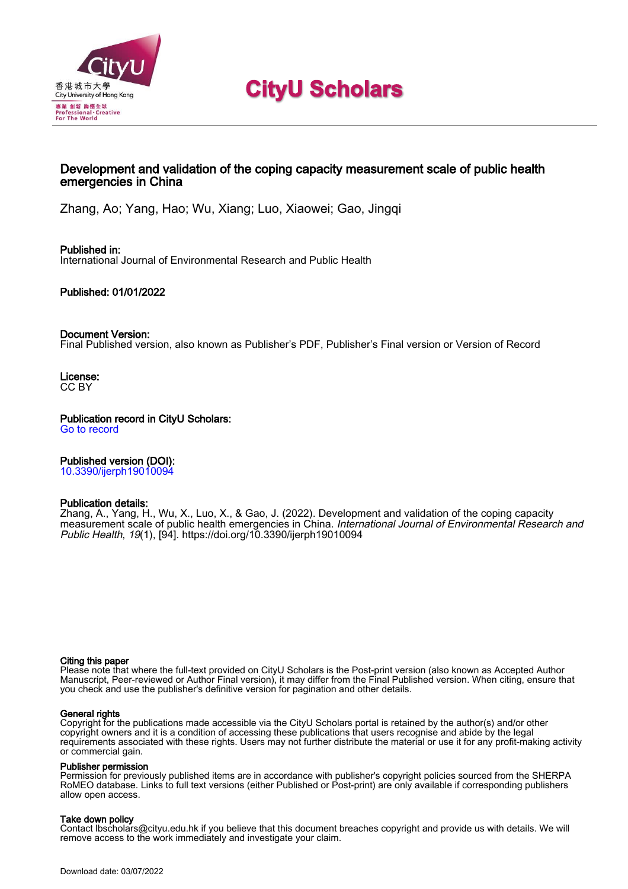# CityU Scholars

## Development and validation of the coping capacity measurement scale of public health emergencies in China

Zhang, Ao; Yang, Hao; Wu, Xiang; Luo, Xiaowei; Gao, Jingqi

**Published in:**
International Journal of Environmental Research and Public Health

**Published: 01/01/2022**

**Document Version:**
Final Published version, also known as Publisher's PDF, Publisher's Final version or Version of Record

**License:**
CC BY

**Publication record in CityU Scholars:**
Go to record

**Published version (DOI):**
10.3390/ijerph19010094

**Publication details:**
Zhang, A., Yang, H., Wu, X., Luo, X., & Gao, J. (2022). Development and validation of the coping capacity measurement scale of public health emergencies in China. *International Journal of Environmental Research and Public Health*, *19*(1), [94]. https://doi.org/10.3390/ijerph19010094

**Citing this paper**
Please note that where the full-text provided on CityU Scholars is the Post-print version (also known as Accepted Author Manuscript, Peer-reviewed or Author Final version), it may differ from the Final Published version. When citing, ensure that you check and use the publisher's definitive version for pagination and other details.

**General rights**
Copyright for the publications made accessible via the CityU Scholars portal is retained by the author(s) and/or other copyright owners and it is a condition of accessing these publications that users recognise and abide by the legal requirements associated with these rights. Users may not further distribute the material or use it for any profit-making activity or commercial gain.

**Publisher permission**
Permission for previously published items are in accordance with publisher's copyright policies sourced from the SHERPA RoMEO database. Links to full text versions (either Published or Post-print) are only available if corresponding publishers allow open access.

**Take down policy**
Contact lbscholars@cityu.edu.hk if you believe that this document breaches copyright and provide us with details. We will remove access to the work immediately and investigate your claim.

Download date: 03/07/2022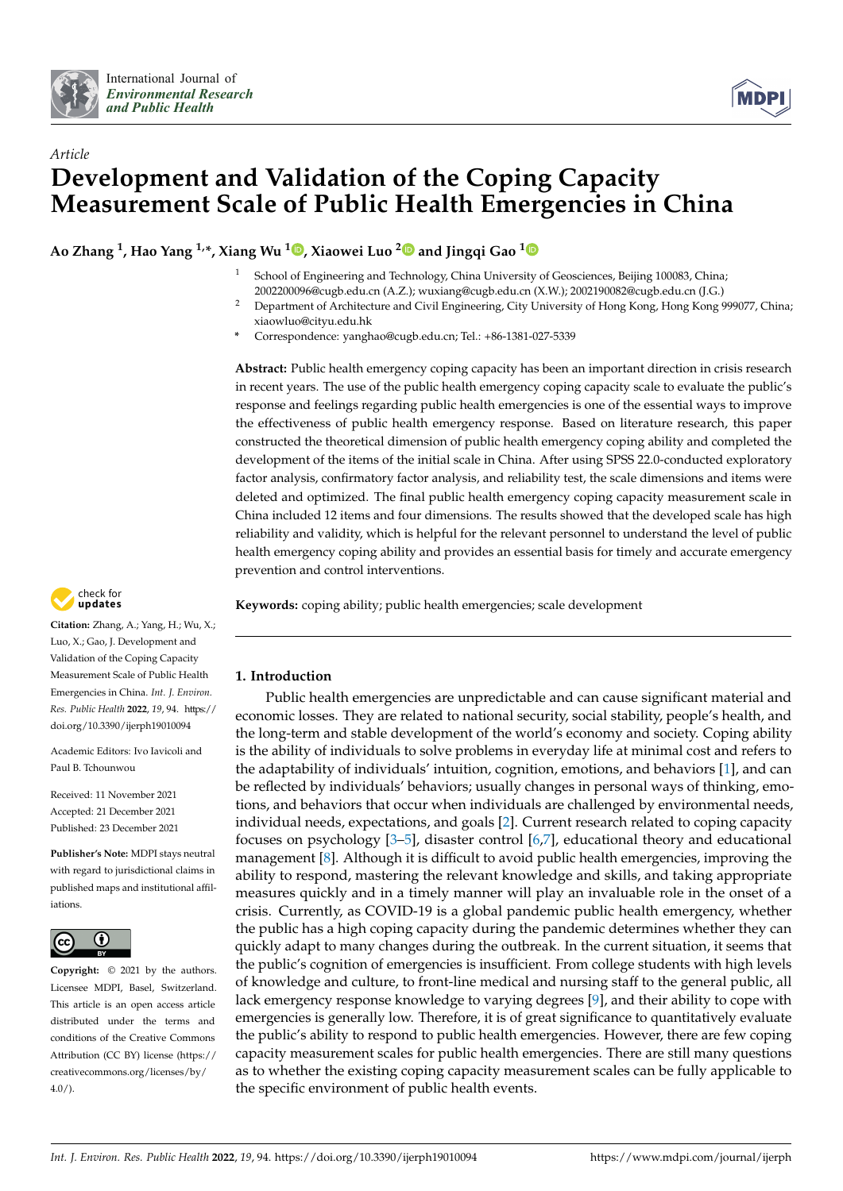Article

# Development and Validation of the Coping Capacity Measurement Scale of Public Health Emergencies in China

**Ao Zhang [1], Hao Yang [1,*], Xiang Wu [1], Xiaowei Luo [2] and Jingqi Gao [1]**

[1] School of Engineering and Technology, China University of Geosciences, Beijing 100083, China; 2002200096@cugb.edu.cn (A.Z.); wuxiang@cugb.edu.cn (X.W.); 2002190082@cugb.edu.cn (J.G.)

[2] Department of Architecture and Civil Engineering, City University of Hong Kong, Hong Kong 999077, China; xiaowluo@cityu.edu.hk

\* Correspondence: yanghao@cugb.edu.cn; Tel.: +86-1381-027-5339

**Abstract:** Public health emergency coping capacity has been an important direction in crisis research in recent years. The use of the public health emergency coping capacity scale to evaluate the public's response and feelings regarding public health emergencies is one of the essential ways to improve the effectiveness of public health emergency response. Based on literature research, this paper constructed the theoretical dimension of public health emergency coping ability and completed the development of the items of the initial scale in China. After using SPSS 22.0-conducted exploratory factor analysis, confirmatory factor analysis, and reliability test, the scale dimensions and items were deleted and optimized. The final public health emergency coping capacity measurement scale in China included 12 items and four dimensions. The results showed that the developed scale has high reliability and validity, which is helpful for the relevant personnel to understand the level of public health emergency coping ability and provides an essential basis for timely and accurate emergency prevention and control interventions.

**Keywords:** coping ability; public health emergencies; scale development

**Citation:** Zhang, A.; Yang, H.; Wu, X.; Luo, X.; Gao, J. Development and Validation of the Coping Capacity Measurement Scale of Public Health Emergencies in China. *Int. J. Environ. Res. Public Health* **2022**, *19*, 94. https://doi.org/10.3390/ijerph19010094

Academic Editors: Ivo Iavicoli and Paul B. Tchounwou

Received: 11 November 2021
Accepted: 21 December 2021
Published: 23 December 2021

**Publisher's Note:** MDPI stays neutral with regard to jurisdictional claims in published maps and institutional affiliations.

**Copyright:** © 2021 by the authors. Licensee MDPI, Basel, Switzerland. This article is an open access article distributed under the terms and conditions of the Creative Commons Attribution (CC BY) license (https://creativecommons.org/licenses/by/4.0/).

## 1. Introduction

Public health emergencies are unpredictable and can cause significant material and economic losses. They are related to national security, social stability, people's health, and the long-term and stable development of the world's economy and society. Coping ability is the ability of individuals to solve problems in everyday life at minimal cost and refers to the adaptability of individuals' intuition, cognition, emotions, and behaviors [1], and can be reflected by individuals' behaviors; usually changes in personal ways of thinking, emotions, and behaviors that occur when individuals are challenged by environmental needs, individual needs, expectations, and goals [2]. Current research related to coping capacity focuses on psychology [3–5], disaster control [6,7], educational theory and educational management [8]. Although it is difficult to avoid public health emergencies, improving the ability to respond, mastering the relevant knowledge and skills, and taking appropriate measures quickly and in a timely manner will play an invaluable role in the onset of a crisis. Currently, as COVID-19 is a global pandemic public health emergency, whether the public has a high coping capacity during the pandemic determines whether they can quickly adapt to many changes during the outbreak. In the current situation, it seems that the public's cognition of emergencies is insufficient. From college students with high levels of knowledge and culture, to front-line medical and nursing staff to the general public, all lack emergency response knowledge to varying degrees [9], and their ability to cope with emergencies is generally low. Therefore, it is of great significance to quantitatively evaluate the public's ability to respond to public health emergencies. However, there are few coping capacity measurement scales for public health emergencies. There are still many questions as to whether the existing coping capacity measurement scales can be fully applicable to the specific environment of public health events.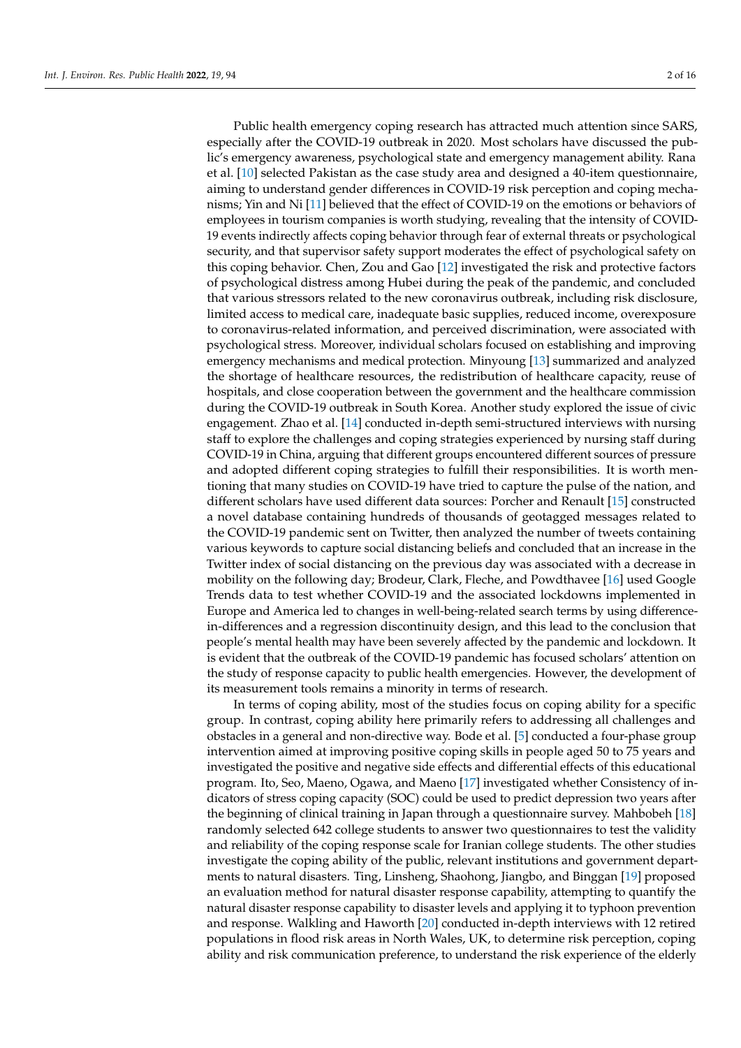Public health emergency coping research has attracted much attention since SARS, especially after the COVID-19 outbreak in 2020. Most scholars have discussed the public's emergency awareness, psychological state and emergency management ability. Rana et al. [10] selected Pakistan as the case study area and designed a 40-item questionnaire, aiming to understand gender differences in COVID-19 risk perception and coping mechanisms; Yin and Ni [11] believed that the effect of COVID-19 on the emotions or behaviors of employees in tourism companies is worth studying, revealing that the intensity of COVID-19 events indirectly affects coping behavior through fear of external threats or psychological security, and that supervisor safety support moderates the effect of psychological safety on this coping behavior. Chen, Zou and Gao [12] investigated the risk and protective factors of psychological distress among Hubei during the peak of the pandemic, and concluded that various stressors related to the new coronavirus outbreak, including risk disclosure, limited access to medical care, inadequate basic supplies, reduced income, overexposure to coronavirus-related information, and perceived discrimination, were associated with psychological stress. Moreover, individual scholars focused on establishing and improving emergency mechanisms and medical protection. Minyoung [13] summarized and analyzed the shortage of healthcare resources, the redistribution of healthcare capacity, reuse of hospitals, and close cooperation between the government and the healthcare commission during the COVID-19 outbreak in South Korea. Another study explored the issue of civic engagement. Zhao et al. [14] conducted in-depth semi-structured interviews with nursing staff to explore the challenges and coping strategies experienced by nursing staff during COVID-19 in China, arguing that different groups encountered different sources of pressure and adopted different coping strategies to fulfill their responsibilities. It is worth mentioning that many studies on COVID-19 have tried to capture the pulse of the nation, and different scholars have used different data sources: Porcher and Renault [15] constructed a novel database containing hundreds of thousands of geotagged messages related to the COVID-19 pandemic sent on Twitter, then analyzed the number of tweets containing various keywords to capture social distancing beliefs and concluded that an increase in the Twitter index of social distancing on the previous day was associated with a decrease in mobility on the following day; Brodeur, Clark, Fleche, and Powdthavee [16] used Google Trends data to test whether COVID-19 and the associated lockdowns implemented in Europe and America led to changes in well-being-related search terms by using difference-in-differences and a regression discontinuity design, and this lead to the conclusion that people's mental health may have been severely affected by the pandemic and lockdown. It is evident that the outbreak of the COVID-19 pandemic has focused scholars' attention on the study of response capacity to public health emergencies. However, the development of its measurement tools remains a minority in terms of research.

In terms of coping ability, most of the studies focus on coping ability for a specific group. In contrast, coping ability here primarily refers to addressing all challenges and obstacles in a general and non-directive way. Bode et al. [5] conducted a four-phase group intervention aimed at improving positive coping skills in people aged 50 to 75 years and investigated the positive and negative side effects and differential effects of this educational program. Ito, Seo, Maeno, Ogawa, and Maeno [17] investigated whether Consistency of indicators of stress coping capacity (SOC) could be used to predict depression two years after the beginning of clinical training in Japan through a questionnaire survey. Mahbobeh [18] randomly selected 642 college students to answer two questionnaires to test the validity and reliability of the coping response scale for Iranian college students. The other studies investigate the coping ability of the public, relevant institutions and government departments to natural disasters. Ting, Linsheng, Shaohong, Jiangbo, and Binggan [19] proposed an evaluation method for natural disaster response capability, attempting to quantify the natural disaster response capability to disaster levels and applying it to typhoon prevention and response. Walkling and Haworth [20] conducted in-depth interviews with 12 retired populations in flood risk areas in North Wales, UK, to determine risk perception, coping ability and risk communication preference, to understand the risk experience of the elderly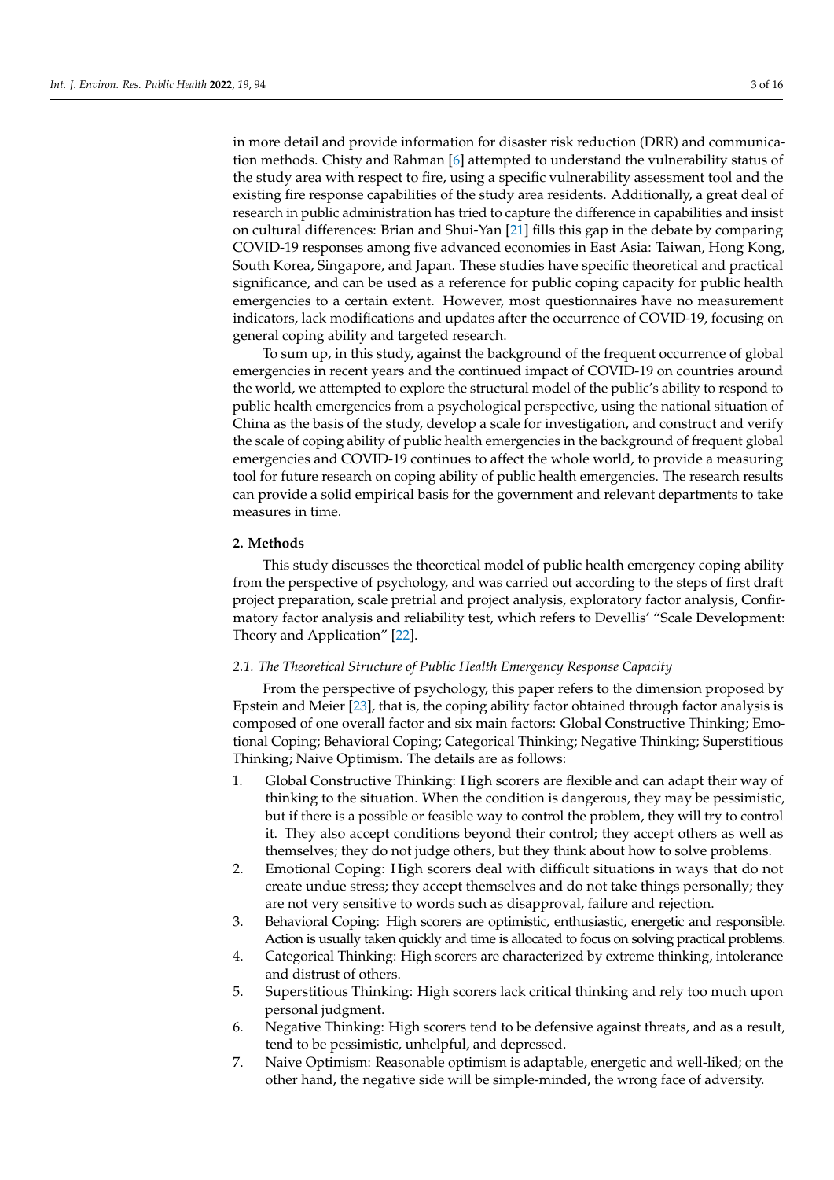in more detail and provide information for disaster risk reduction (DRR) and communication methods. Chisty and Rahman [6] attempted to understand the vulnerability status of the study area with respect to fire, using a specific vulnerability assessment tool and the existing fire response capabilities of the study area residents. Additionally, a great deal of research in public administration has tried to capture the difference in capabilities and insist on cultural differences: Brian and Shui-Yan [21] fills this gap in the debate by comparing COVID-19 responses among five advanced economies in East Asia: Taiwan, Hong Kong, South Korea, Singapore, and Japan. These studies have specific theoretical and practical significance, and can be used as a reference for public coping capacity for public health emergencies to a certain extent. However, most questionnaires have no measurement indicators, lack modifications and updates after the occurrence of COVID-19, focusing on general coping ability and targeted research.

To sum up, in this study, against the background of the frequent occurrence of global emergencies in recent years and the continued impact of COVID-19 on countries around the world, we attempted to explore the structural model of the public's ability to respond to public health emergencies from a psychological perspective, using the national situation of China as the basis of the study, develop a scale for investigation, and construct and verify the scale of coping ability of public health emergencies in the background of frequent global emergencies and COVID-19 continues to affect the whole world, to provide a measuring tool for future research on coping ability of public health emergencies. The research results can provide a solid empirical basis for the government and relevant departments to take measures in time.

## 2. Methods

This study discusses the theoretical model of public health emergency coping ability from the perspective of psychology, and was carried out according to the steps of first draft project preparation, scale pretrial and project analysis, exploratory factor analysis, Confirmatory factor analysis and reliability test, which refers to Devellis' "Scale Development: Theory and Application" [22].

### *2.1. The Theoretical Structure of Public Health Emergency Response Capacity*

From the perspective of psychology, this paper refers to the dimension proposed by Epstein and Meier [23], that is, the coping ability factor obtained through factor analysis is composed of one overall factor and six main factors: Global Constructive Thinking; Emotional Coping; Behavioral Coping; Categorical Thinking; Negative Thinking; Superstitious Thinking; Naive Optimism. The details are as follows:

1. Global Constructive Thinking: High scorers are flexible and can adapt their way of thinking to the situation. When the condition is dangerous, they may be pessimistic, but if there is a possible or feasible way to control the problem, they will try to control it. They also accept conditions beyond their control; they accept others as well as themselves; they do not judge others, but they think about how to solve problems.
2. Emotional Coping: High scorers deal with difficult situations in ways that do not create undue stress; they accept themselves and do not take things personally; they are not very sensitive to words such as disapproval, failure and rejection.
3. Behavioral Coping: High scorers are optimistic, enthusiastic, energetic and responsible. Action is usually taken quickly and time is allocated to focus on solving practical problems.
4. Categorical Thinking: High scorers are characterized by extreme thinking, intolerance and distrust of others.
5. Superstitious Thinking: High scorers lack critical thinking and rely too much upon personal judgment.
6. Negative Thinking: High scorers tend to be defensive against threats, and as a result, tend to be pessimistic, unhelpful, and depressed.
7. Naive Optimism: Reasonable optimism is adaptable, energetic and well-liked; on the other hand, the negative side will be simple-minded, the wrong face of adversity.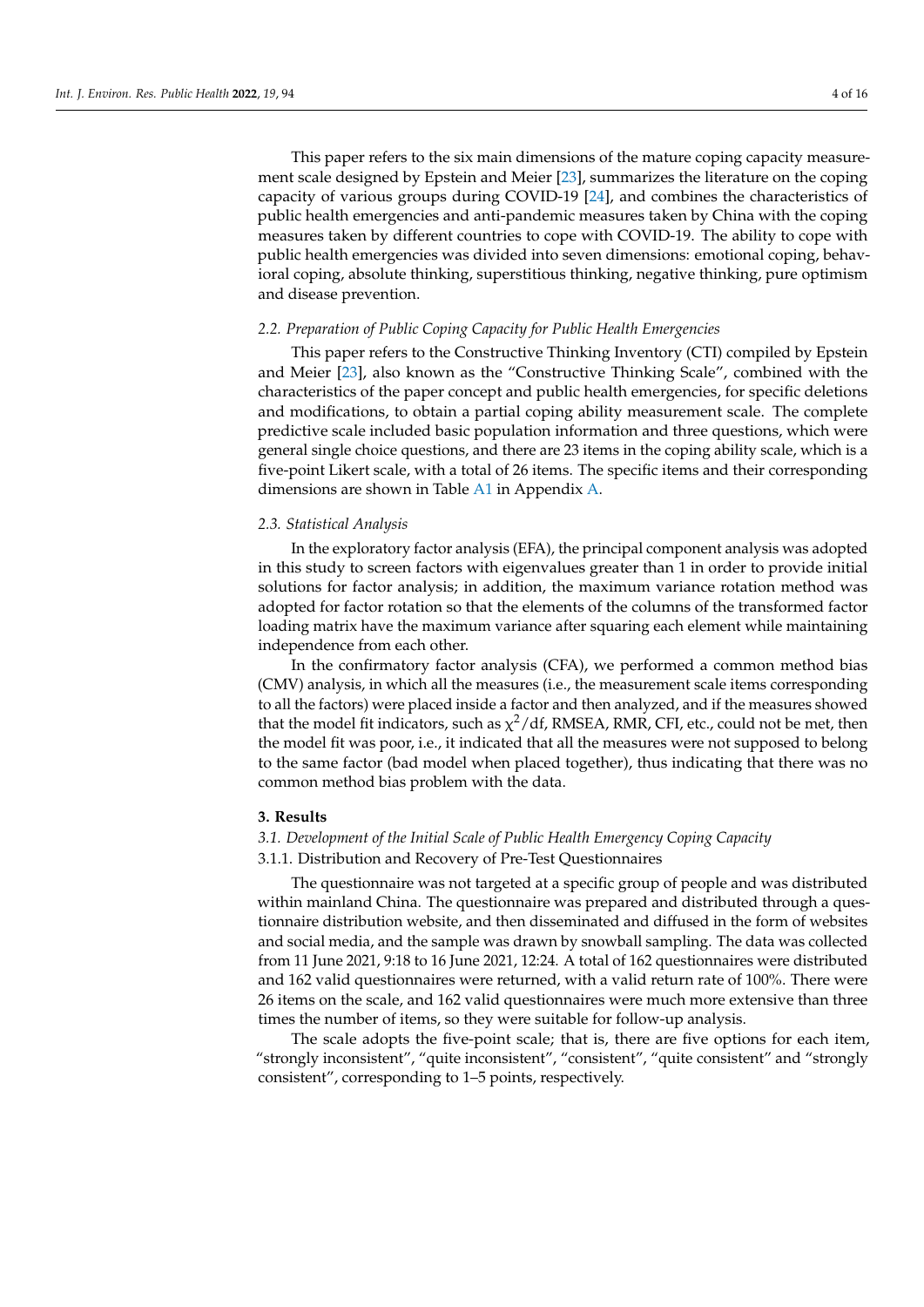This paper refers to the six main dimensions of the mature coping capacity measurement scale designed by Epstein and Meier [23], summarizes the literature on the coping capacity of various groups during COVID-19 [24], and combines the characteristics of public health emergencies and anti-pandemic measures taken by China with the coping measures taken by different countries to cope with COVID-19. The ability to cope with public health emergencies was divided into seven dimensions: emotional coping, behavioral coping, absolute thinking, superstitious thinking, negative thinking, pure optimism and disease prevention.

### *2.2. Preparation of Public Coping Capacity for Public Health Emergencies*

This paper refers to the Constructive Thinking Inventory (CTI) compiled by Epstein and Meier [23], also known as the "Constructive Thinking Scale", combined with the characteristics of the paper concept and public health emergencies, for specific deletions and modifications, to obtain a partial coping ability measurement scale. The complete predictive scale included basic population information and three questions, which were general single choice questions, and there are 23 items in the coping ability scale, which is a five-point Likert scale, with a total of 26 items. The specific items and their corresponding dimensions are shown in Table A1 in Appendix A.

### *2.3. Statistical Analysis*

In the exploratory factor analysis (EFA), the principal component analysis was adopted in this study to screen factors with eigenvalues greater than 1 in order to provide initial solutions for factor analysis; in addition, the maximum variance rotation method was adopted for factor rotation so that the elements of the columns of the transformed factor loading matrix have the maximum variance after squaring each element while maintaining independence from each other.

In the confirmatory factor analysis (CFA), we performed a common method bias (CMV) analysis, in which all the measures (i.e., the measurement scale items corresponding to all the factors) were placed inside a factor and then analyzed, and if the measures showed that the model fit indicators, such as $\chi^2$/df, RMSEA, RMR, CFI, etc., could not be met, then the model fit was poor, i.e., it indicated that all the measures were not supposed to belong to the same factor (bad model when placed together), thus indicating that there was no common method bias problem with the data.

## 3. Results

### *3.1. Development of the Initial Scale of Public Health Emergency Coping Capacity*

#### 3.1.1. Distribution and Recovery of Pre-Test Questionnaires

The questionnaire was not targeted at a specific group of people and was distributed within mainland China. The questionnaire was prepared and distributed through a questionnaire distribution website, and then disseminated and diffused in the form of websites and social media, and the sample was drawn by snowball sampling. The data was collected from 11 June 2021, 9:18 to 16 June 2021, 12:24. A total of 162 questionnaires were distributed and 162 valid questionnaires were returned, with a valid return rate of 100%. There were 26 items on the scale, and 162 valid questionnaires were much more extensive than three times the number of items, so they were suitable for follow-up analysis.

The scale adopts the five-point scale; that is, there are five options for each item, "strongly inconsistent", "quite inconsistent", "consistent", "quite consistent" and "strongly consistent", corresponding to 1–5 points, respectively.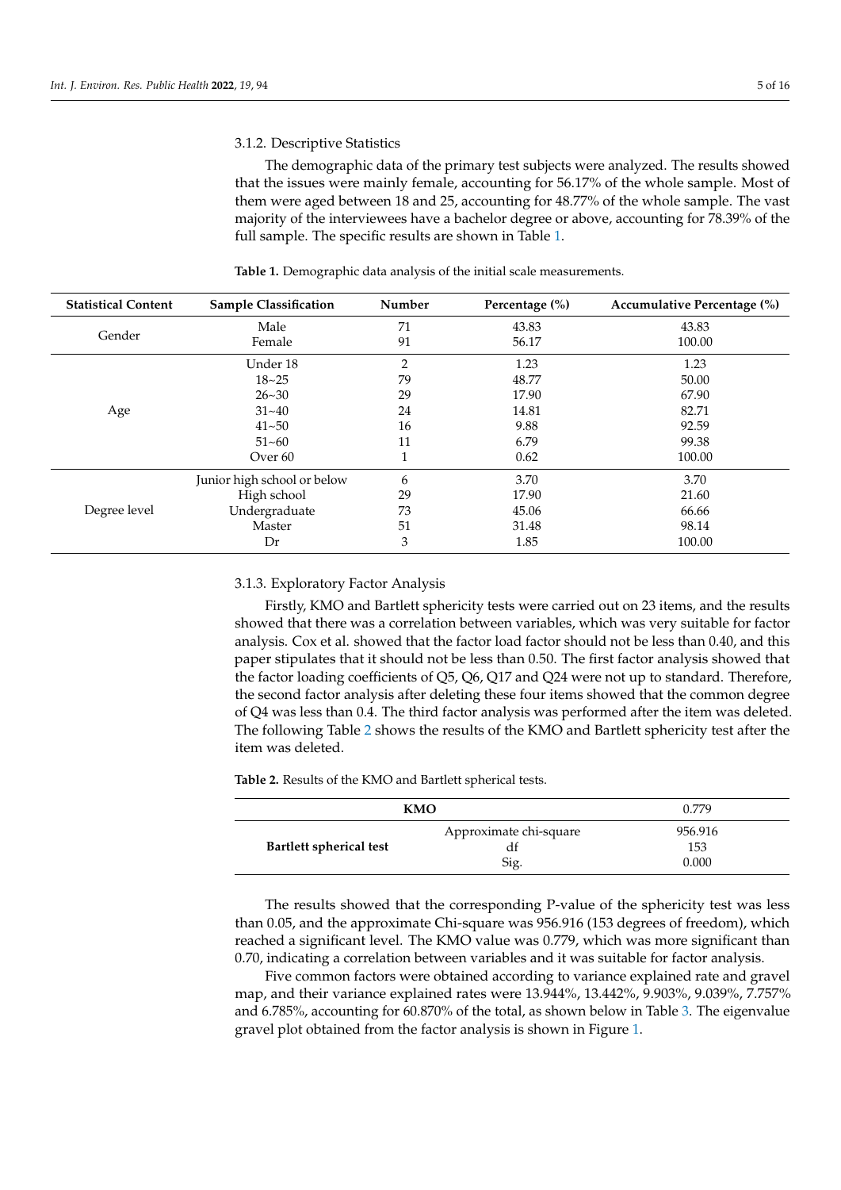### 3.1.2. Descriptive Statistics

The demographic data of the primary test subjects were analyzed. The results showed that the issues were mainly female, accounting for 56.17% of the whole sample. Most of them were aged between 18 and 25, accounting for 48.77% of the whole sample. The vast majority of the interviewees have a bachelor degree or above, accounting for 78.39% of the full sample. The specific results are shown in Table 1.

**Table 1.** Demographic data analysis of the initial scale measurements.

| Statistical Content | Sample Classification | Number | Percentage (%) | Accumulative Percentage (%) |
|---|---|---|---|---|
| Gender | Male | 71 | 43.83 | 43.83 |
| | Female | 91 | 56.17 | 100.00 |
| Age | Under 18 | 2 | 1.23 | 1.23 |
| | 18~25 | 79 | 48.77 | 50.00 |
| | 26~30 | 29 | 17.90 | 67.90 |
| | 31~40 | 24 | 14.81 | 82.71 |
| | 41~50 | 16 | 9.88 | 92.59 |
| | 51~60 | 11 | 6.79 | 99.38 |
| | Over 60 | 1 | 0.62 | 100.00 |
| Degree level | Junior high school or below | 6 | 3.70 | 3.70 |
| | High school | 29 | 17.90 | 21.60 |
| | Undergraduate | 73 | 45.06 | 66.66 |
| | Master | 51 | 31.48 | 98.14 |
| | Dr | 3 | 1.85 | 100.00 |

### 3.1.3. Exploratory Factor Analysis

Firstly, KMO and Bartlett sphericity tests were carried out on 23 items, and the results showed that there was a correlation between variables, which was very suitable for factor analysis. Cox et al. showed that the factor load factor should not be less than 0.40, and this paper stipulates that it should not be less than 0.50. The first factor analysis showed that the factor loading coefficients of Q5, Q6, Q17 and Q24 were not up to standard. Therefore, the second factor analysis after deleting these four items showed that the common degree of Q4 was less than 0.4. The third factor analysis was performed after the item was deleted. The following Table 2 shows the results of the KMO and Bartlett sphericity test after the item was deleted.

**Table 2.** Results of the KMO and Bartlett spherical tests.

| **KMO** | | 0.779 |
|---|---|---|
| **Bartlett spherical test** | Approximate chi-square | 956.916 |
| | df | 153 |
| | Sig. | 0.000 |

The results showed that the corresponding P-value of the sphericity test was less than 0.05, and the approximate Chi-square was 956.916 (153 degrees of freedom), which reached a significant level. The KMO value was 0.779, which was more significant than 0.70, indicating a correlation between variables and it was suitable for factor analysis.

Five common factors were obtained according to variance explained rate and gravel map, and their variance explained rates were 13.944%, 13.442%, 9.903%, 9.039%, 7.757% and 6.785%, accounting for 60.870% of the total, as shown below in Table 3. The eigenvalue gravel plot obtained from the factor analysis is shown in Figure 1.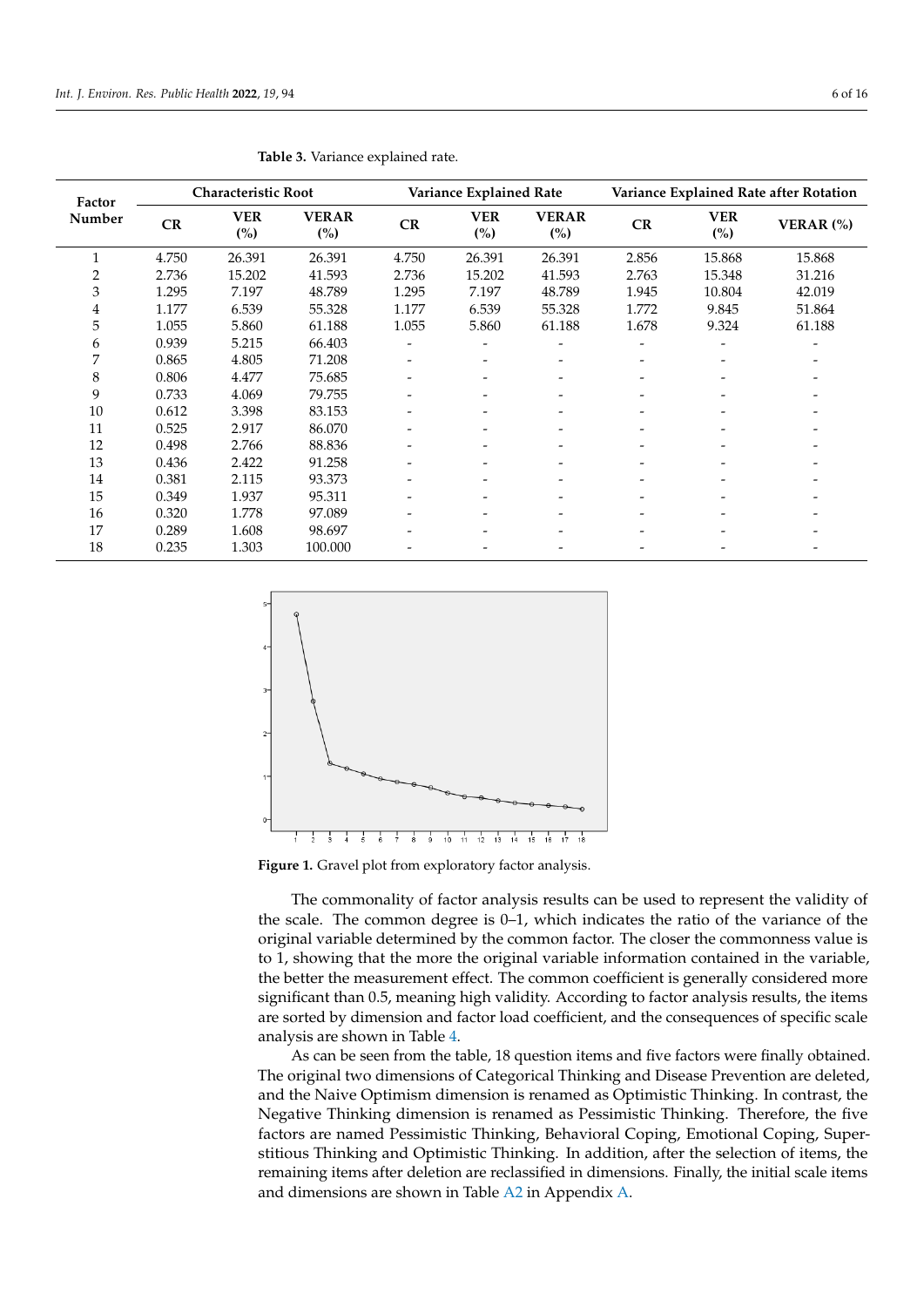**Table 3.** Variance explained rate.

| Factor Number | Characteristic Root | | | Variance Explained Rate | | | Variance Explained Rate after Rotation | | |
|---|---|---|---|---|---|---|---|---|---|
| | CR | VER (%) | VERAR (%) | CR | VER (%) | VERAR (%) | CR | VER (%) | VERAR (%) |
| 1 | 4.750 | 26.391 | 26.391 | 4.750 | 26.391 | 26.391 | 2.856 | 15.868 | 15.868 |
| 2 | 2.736 | 15.202 | 41.593 | 2.736 | 15.202 | 41.593 | 2.763 | 15.348 | 31.216 |
| 3 | 1.295 | 7.197 | 48.789 | 1.295 | 7.197 | 48.789 | 1.945 | 10.804 | 42.019 |
| 4 | 1.177 | 6.539 | 55.328 | 1.177 | 6.539 | 55.328 | 1.772 | 9.845 | 51.864 |
| 5 | 1.055 | 5.860 | 61.188 | 1.055 | 5.860 | 61.188 | 1.678 | 9.324 | 61.188 |
| 6 | 0.939 | 5.215 | 66.403 | - | - | - | - | - | - |
| 7 | 0.865 | 4.805 | 71.208 | - | - | - | - | - | - |
| 8 | 0.806 | 4.477 | 75.685 | - | - | - | - | - | - |
| 9 | 0.733 | 4.069 | 79.755 | - | - | - | - | - | - |
| 10 | 0.612 | 3.398 | 83.153 | - | - | - | - | - | - |
| 11 | 0.525 | 2.917 | 86.070 | - | - | - | - | - | - |
| 12 | 0.498 | 2.766 | 88.836 | - | - | - | - | - | - |
| 13 | 0.436 | 2.422 | 91.258 | - | - | - | - | - | - |
| 14 | 0.381 | 2.115 | 93.373 | - | - | - | - | - | - |
| 15 | 0.349 | 1.937 | 95.311 | - | - | - | - | - | - |
| 16 | 0.320 | 1.778 | 97.089 | - | - | - | - | - | - |
| 17 | 0.289 | 1.608 | 98.697 | - | - | - | - | - | - |
| 18 | 0.235 | 1.303 | 100.000 | - | - | - | - | - | - |

**Figure 1.** Gravel plot from exploratory factor analysis.

The commonality of factor analysis results can be used to represent the validity of the scale. The common degree is 0–1, which indicates the ratio of the variance of the original variable determined by the common factor. The closer the commonness value is to 1, showing that the more the original variable information contained in the variable, the better the measurement effect. The common coefficient is generally considered more significant than 0.5, meaning high validity. According to factor analysis results, the items are sorted by dimension and factor load coefficient, and the consequences of specific scale analysis are shown in Table 4.

As can be seen from the table, 18 question items and five factors were finally obtained. The original two dimensions of Categorical Thinking and Disease Prevention are deleted, and the Naive Optimism dimension is renamed as Optimistic Thinking. In contrast, the Negative Thinking dimension is renamed as Pessimistic Thinking. Therefore, the five factors are named Pessimistic Thinking, Behavioral Coping, Emotional Coping, Superstitious Thinking and Optimistic Thinking. In addition, after the selection of items, the remaining items after deletion are reclassified in dimensions. Finally, the initial scale items and dimensions are shown in Table A2 in Appendix A.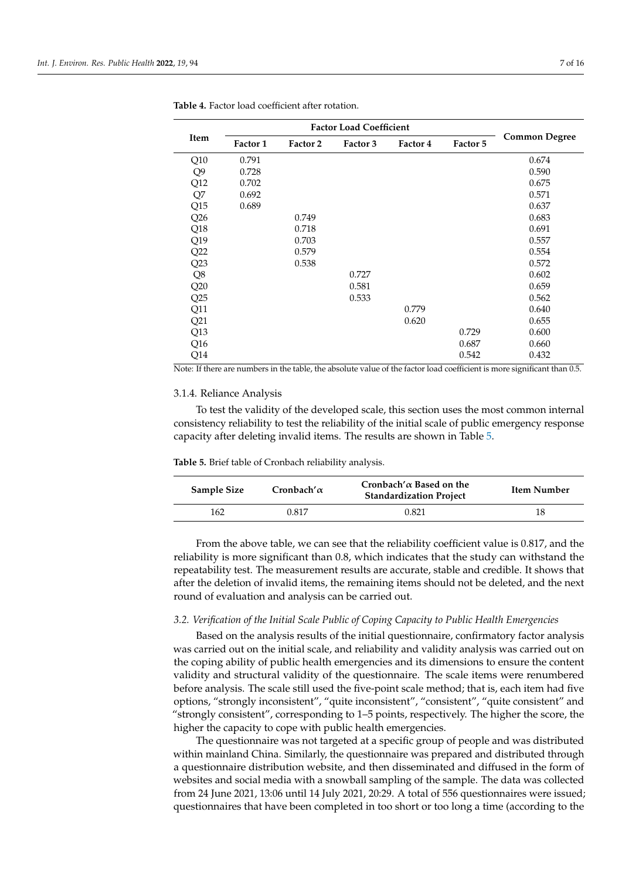**Table 4.** Factor load coefficient after rotation.

| Item | Factor Load Coefficient | | | | | Common Degree |
|---|---|---|---|---|---|---|
| | Factor 1 | Factor 2 | Factor 3 | Factor 4 | Factor 5 | |
| Q10 | 0.791 | | | | | 0.674 |
| Q9 | 0.728 | | | | | 0.590 |
| Q12 | 0.702 | | | | | 0.675 |
| Q7 | 0.692 | | | | | 0.571 |
| Q15 | 0.689 | | | | | 0.637 |
| Q26 | | 0.749 | | | | 0.683 |
| Q18 | | 0.718 | | | | 0.691 |
| Q19 | | 0.703 | | | | 0.557 |
| Q22 | | 0.579 | | | | 0.554 |
| Q23 | | 0.538 | | | | 0.572 |
| Q8 | | | 0.727 | | | 0.602 |
| Q20 | | | 0.581 | | | 0.659 |
| Q25 | | | 0.533 | | | 0.562 |
| Q11 | | | | 0.779 | | 0.640 |
| Q21 | | | | 0.620 | | 0.655 |
| Q13 | | | | | 0.729 | 0.600 |
| Q16 | | | | | 0.687 | 0.660 |
| Q14 | | | | | 0.542 | 0.432 |

Note: If there are numbers in the table, the absolute value of the factor load coefficient is more significant than 0.5.

#### 3.1.4. Reliance Analysis

To test the validity of the developed scale, this section uses the most common internal consistency reliability to test the reliability of the initial scale of public emergency response capacity after deleting invalid items. The results are shown in Table 5.

**Table 5.** Brief table of Cronbach reliability analysis.

| Sample Size | Cronbach'α | Cronbach'α Based on the Standardization Project | Item Number |
|---|---|---|---|
| 162 | 0.817 | 0.821 | 18 |

From the above table, we can see that the reliability coefficient value is 0.817, and the reliability is more significant than 0.8, which indicates that the study can withstand the repeatability test. The measurement results are accurate, stable and credible. It shows that after the deletion of invalid items, the remaining items should not be deleted, and the next round of evaluation and analysis can be carried out.

### *3.2. Verification of the Initial Scale Public of Coping Capacity to Public Health Emergencies*

Based on the analysis results of the initial questionnaire, confirmatory factor analysis was carried out on the initial scale, and reliability and validity analysis was carried out on the coping ability of public health emergencies and its dimensions to ensure the content validity and structural validity of the questionnaire. The scale items were renumbered before analysis. The scale still used the five-point scale method; that is, each item had five options, "strongly inconsistent", "quite inconsistent", "consistent", "quite consistent" and "strongly consistent", corresponding to 1–5 points, respectively. The higher the score, the higher the capacity to cope with public health emergencies.

The questionnaire was not targeted at a specific group of people and was distributed within mainland China. Similarly, the questionnaire was prepared and distributed through a questionnaire distribution website, and then disseminated and diffused in the form of websites and social media with a snowball sampling of the sample. The data was collected from 24 June 2021, 13:06 until 14 July 2021, 20:29. A total of 556 questionnaires were issued; questionnaires that have been completed in too short or too long a time (according to the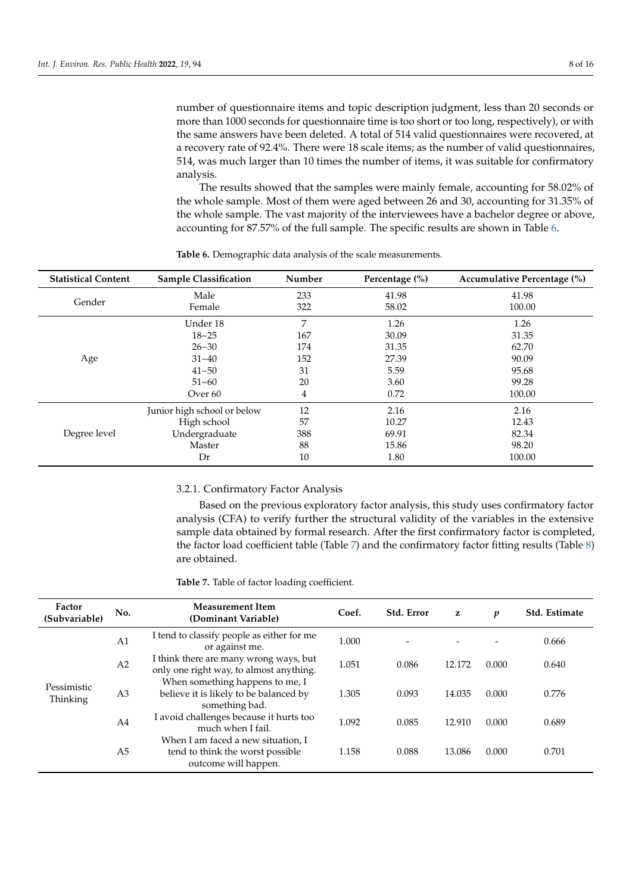number of questionnaire items and topic description judgment, less than 20 seconds or more than 1000 seconds for questionnaire time is too short or too long, respectively), or with the same answers have been deleted. A total of 514 valid questionnaires were recovered, at a recovery rate of 92.4%. There were 18 scale items; as the number of valid questionnaires, 514, was much larger than 10 times the number of items, it was suitable for confirmatory analysis.

The results showed that the samples were mainly female, accounting for 58.02% of the whole sample. Most of them were aged between 26 and 30, accounting for 31.35% of the whole sample. The vast majority of the interviewees have a bachelor degree or above, accounting for 87.57% of the full sample. The specific results are shown in Table 6.

**Table 6.** Demographic data analysis of the scale measurements.

| Statistical Content | Sample Classification | Number | Percentage (%) | Accumulative Percentage (%) |
|---|---|---|---|---|
| Gender | Male | 233 | 41.98 | 41.98 |
| | Female | 322 | 58.02 | 100.00 |
| Age | Under 18 | 7 | 1.26 | 1.26 |
| | 18~25 | 167 | 30.09 | 31.35 |
| | 26~30 | 174 | 31.35 | 62.70 |
| | 31~40 | 152 | 27.39 | 90.09 |
| | 41~50 | 31 | 5.59 | 95.68 |
| | 51~60 | 20 | 3.60 | 99.28 |
| | Over 60 | 4 | 0.72 | 100.00 |
| Degree level | Junior high school or below | 12 | 2.16 | 2.16 |
| | High school | 57 | 10.27 | 12.43 |
| | Undergraduate | 388 | 69.91 | 82.34 |
| | Master | 88 | 15.86 | 98.20 |
| | Dr | 10 | 1.80 | 100.00 |

#### 3.2.1. Confirmatory Factor Analysis

Based on the previous exploratory factor analysis, this study uses confirmatory factor analysis (CFA) to verify further the structural validity of the variables in the extensive sample data obtained by formal research. After the first confirmatory factor is completed, the factor load coefficient table (Table 7) and the confirmatory factor fitting results (Table 8) are obtained.

**Table 7.** Table of factor loading coefficient.

| Factor (Subvariable) | No. | Measurement Item (Dominant Variable) | Coef. | Std. Error | z | *p* | Std. Estimate |
|---|---|---|---|---|---|---|---|
| Pessimistic Thinking | A1 | I tend to classify people as either for me or against me. | 1.000 | - | - | - | 0.666 |
| | A2 | I think there are many wrong ways, but only one right way, to almost anything. | 1.051 | 0.086 | 12.172 | 0.000 | 0.640 |
| | A3 | When something happens to me, I believe it is likely to be balanced by something bad. | 1.305 | 0.093 | 14.035 | 0.000 | 0.776 |
| | A4 | I avoid challenges because it hurts too much when I fail. | 1.092 | 0.085 | 12.910 | 0.000 | 0.689 |
| | A5 | When I am faced a new situation, I tend to think the worst possible outcome will happen. | 1.158 | 0.088 | 13.086 | 0.000 | 0.701 |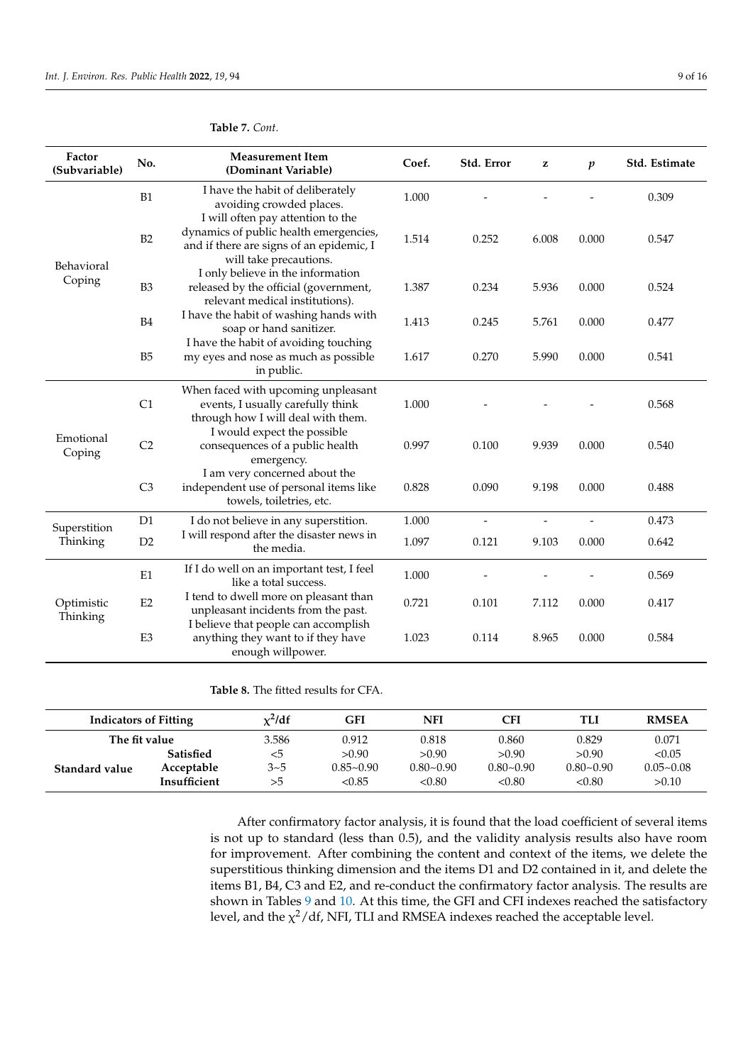**Table 7.** *Cont.*

| Factor (Subvariable) | No. | Measurement Item (Dominant Variable) | Coef. | Std. Error | z | $p$ | Std. Estimate |
|---|---|---|---|---|---|---|---|
| Behavioral Coping | B1 | I have the habit of deliberately avoiding crowded places. | 1.000 | - | - | - | 0.309 |
| | B2 | I will often pay attention to the dynamics of public health emergencies, and if there are signs of an epidemic, I will take precautions. | 1.514 | 0.252 | 6.008 | 0.000 | 0.547 |
| | B3 | I only believe in the information released by the official (government, relevant medical institutions). | 1.387 | 0.234 | 5.936 | 0.000 | 0.524 |
| | B4 | I have the habit of washing hands with soap or hand sanitizer. | 1.413 | 0.245 | 5.761 | 0.000 | 0.477 |
| | B5 | I have the habit of avoiding touching my eyes and nose as much as possible in public. | 1.617 | 0.270 | 5.990 | 0.000 | 0.541 |
| Emotional Coping | C1 | When faced with upcoming unpleasant events, I usually carefully think through how I will deal with them. | 1.000 | - | - | - | 0.568 |
| | C2 | I would expect the possible consequences of a public health emergency. | 0.997 | 0.100 | 9.939 | 0.000 | 0.540 |
| | C3 | I am very concerned about the independent use of personal items like towels, toiletries, etc. | 0.828 | 0.090 | 9.198 | 0.000 | 0.488 |
| Superstition Thinking | D1 | I do not believe in any superstition. | 1.000 | - | - | - | 0.473 |
| | D2 | I will respond after the disaster news in the media. | 1.097 | 0.121 | 9.103 | 0.000 | 0.642 |
| Optimistic Thinking | E1 | If I do well on an important test, I feel like a total success. | 1.000 | - | - | - | 0.569 |
| | E2 | I tend to dwell more on pleasant than unpleasant incidents from the past. | 0.721 | 0.101 | 7.112 | 0.000 | 0.417 |
| | E3 | I believe that people can accomplish anything they want to if they have enough willpower. | 1.023 | 0.114 | 8.965 | 0.000 | 0.584 |

**Table 8.** The fitted results for CFA.

| Indicators of Fitting | | $\chi^2$/df | GFI | NFI | CFI | TLI | RMSEA |
|---|---|---|---|---|---|---|---|
| **The fit value** | | 3.586 | 0.912 | 0.818 | 0.860 | 0.829 | 0.071 |
| **Standard value** | **Satisfied** | <5 | >0.90 | >0.90 | >0.90 | >0.90 | <0.05 |
| | **Acceptable** | 3~5 | 0.85~0.90 | 0.80~0.90 | 0.80~0.90 | 0.80~0.90 | 0.05~0.08 |
| | **Insufficient** | >5 | <0.85 | <0.80 | <0.80 | <0.80 | >0.10 |

After confirmatory factor analysis, it is found that the load coefficient of several items is not up to standard (less than 0.5), and the validity analysis results also have room for improvement. After combining the content and context of the items, we delete the superstitious thinking dimension and the items D1 and D2 contained in it, and delete the items B1, B4, C3 and E2, and re-conduct the confirmatory factor analysis. The results are shown in Tables 9 and 10. At this time, the GFI and CFI indexes reached the satisfactory level, and the $\chi^2$/df, NFI, TLI and RMSEA indexes reached the acceptable level.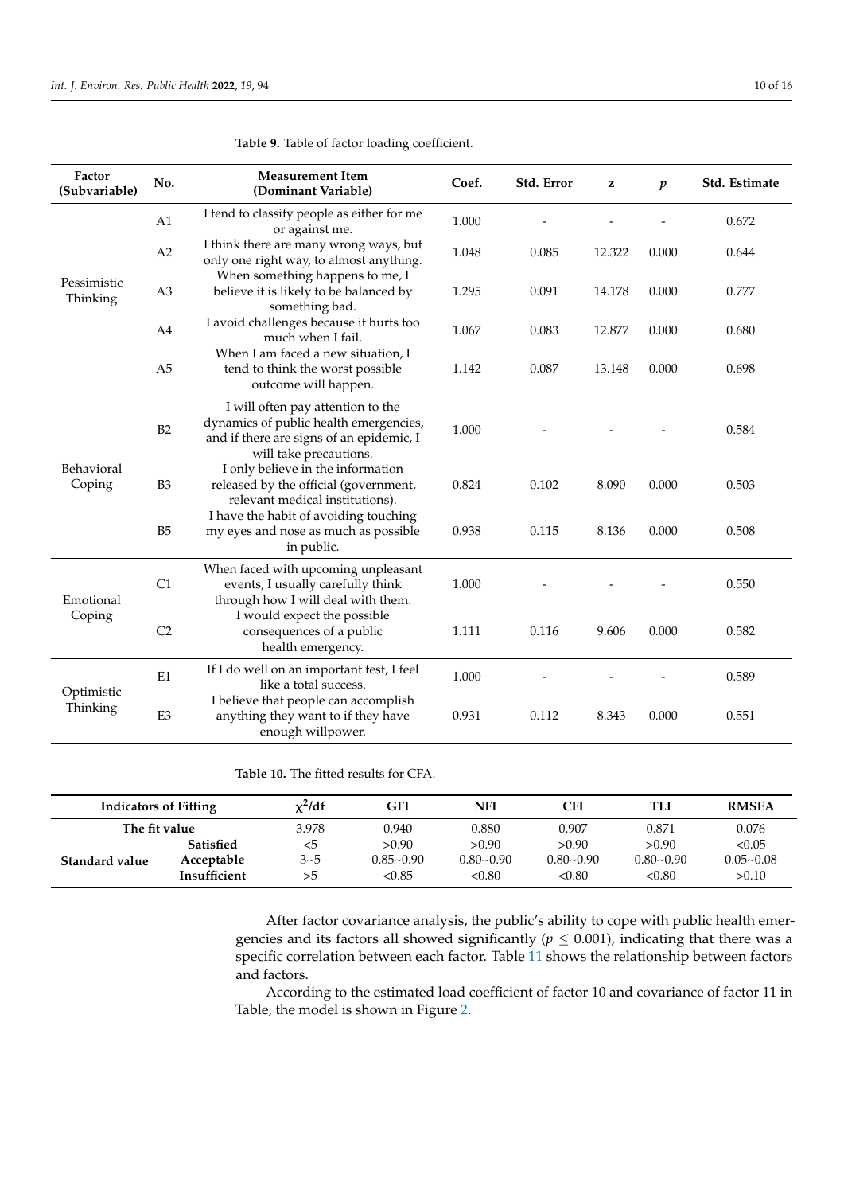**Table 9.** Table of factor loading coefficient.

| Factor (Subvariable) | No. | Measurement Item (Dominant Variable) | Coef. | Std. Error | z | *p* | Std. Estimate |
|---|---|---|---|---|---|---|---|
| Pessimistic Thinking | A1 | I tend to classify people as either for me or against me. | 1.000 | - | - | - | 0.672 |
| | A2 | I think there are many wrong ways, but only one right way, to almost anything. | 1.048 | 0.085 | 12.322 | 0.000 | 0.644 |
| | A3 | When something happens to me, I believe it is likely to be balanced by something bad. | 1.295 | 0.091 | 14.178 | 0.000 | 0.777 |
| | A4 | I avoid challenges because it hurts too much when I fail. | 1.067 | 0.083 | 12.877 | 0.000 | 0.680 |
| | A5 | When I am faced a new situation, I tend to think the worst possible outcome will happen. | 1.142 | 0.087 | 13.148 | 0.000 | 0.698 |
| Behavioral Coping | B2 | I will often pay attention to the dynamics of public health emergencies, and if there are signs of an epidemic, I will take precautions. | 1.000 | - | - | - | 0.584 |
| | B3 | I only believe in the information released by the official (government, relevant medical institutions). | 0.824 | 0.102 | 8.090 | 0.000 | 0.503 |
| | B5 | I have the habit of avoiding touching my eyes and nose as much as possible in public. | 0.938 | 0.115 | 8.136 | 0.000 | 0.508 |
| Emotional Coping | C1 | When faced with upcoming unpleasant events, I usually carefully think through how I will deal with them. | 1.000 | - | - | - | 0.550 |
| | C2 | I would expect the possible consequences of a public health emergency. | 1.111 | 0.116 | 9.606 | 0.000 | 0.582 |
| Optimistic Thinking | E1 | If I do well on an important test, I feel like a total success. | 1.000 | - | - | - | 0.589 |
| | E3 | I believe that people can accomplish anything they want to if they have enough willpower. | 0.931 | 0.112 | 8.343 | 0.000 | 0.551 |

**Table 10.** The fitted results for CFA.

| Indicators of Fitting | | $\chi^2$/df | GFI | NFI | CFI | TLI | RMSEA |
|---|---|---|---|---|---|---|---|
| **The fit value** | | 3.978 | 0.940 | 0.880 | 0.907 | 0.871 | 0.076 |
| **Standard value** | **Satisfied** | <5 | >0.90 | >0.90 | >0.90 | >0.90 | <0.05 |
| | **Acceptable** | 3~5 | 0.85~0.90 | 0.80~0.90 | 0.80~0.90 | 0.80~0.90 | 0.05~0.08 |
| | **Insufficient** | >5 | <0.85 | <0.80 | <0.80 | <0.80 | >0.10 |

After factor covariance analysis, the public's ability to cope with public health emergencies and its factors all showed significantly ($p \leq 0.001$), indicating that there was a specific correlation between each factor. Table 11 shows the relationship between factors and factors.

According to the estimated load coefficient of factor 10 and covariance of factor 11 in Table, the model is shown in Figure 2.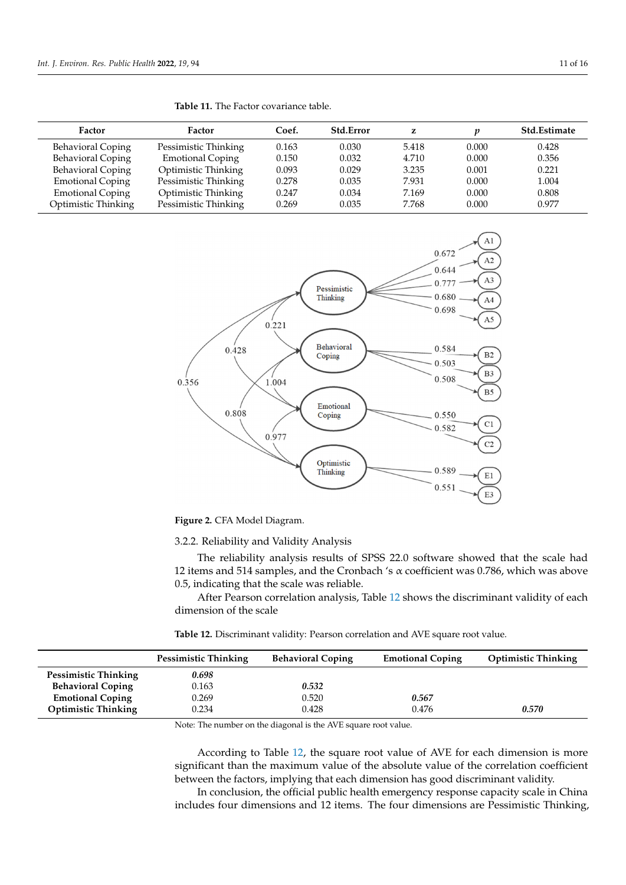**Table 11.** The Factor covariance table.

| Factor | Factor | Coef. | Std.Error | z | p | Std.Estimate |
|---|---|---|---|---|---|---|
| Behavioral Coping | Pessimistic Thinking | 0.163 | 0.030 | 5.418 | 0.000 | 0.428 |
| Behavioral Coping | Emotional Coping | 0.150 | 0.032 | 4.710 | 0.000 | 0.356 |
| Behavioral Coping | Optimistic Thinking | 0.093 | 0.029 | 3.235 | 0.001 | 0.221 |
| Emotional Coping | Pessimistic Thinking | 0.278 | 0.035 | 7.931 | 0.000 | 1.004 |
| Emotional Coping | Optimistic Thinking | 0.247 | 0.034 | 7.169 | 0.000 | 0.808 |
| Optimistic Thinking | Pessimistic Thinking | 0.269 | 0.035 | 7.768 | 0.000 | 0.977 |

**Figure 2.** CFA Model Diagram.

3.2.2. Reliability and Validity Analysis

The reliability analysis results of SPSS 22.0 software showed that the scale had 12 items and 514 samples, and the Cronbach 's $\alpha$ coefficient was 0.786, which was above 0.5, indicating that the scale was reliable.

After Pearson correlation analysis, Table 12 shows the discriminant validity of each dimension of the scale

**Table 12.** Discriminant validity: Pearson correlation and AVE square root value.

| | Pessimistic Thinking | Behavioral Coping | Emotional Coping | Optimistic Thinking |
|---|---|---|---|---|
| **Pessimistic Thinking** | ***0.698*** | | | |
| **Behavioral Coping** | 0.163 | ***0.532*** | | |
| **Emotional Coping** | 0.269 | 0.520 | ***0.567*** | |
| **Optimistic Thinking** | 0.234 | 0.428 | 0.476 | ***0.570*** |

Note: The number on the diagonal is the AVE square root value.

According to Table 12, the square root value of AVE for each dimension is more significant than the maximum value of the absolute value of the correlation coefficient between the factors, implying that each dimension has good discriminant validity.

In conclusion, the official public health emergency response capacity scale in China includes four dimensions and 12 items. The four dimensions are Pessimistic Thinking,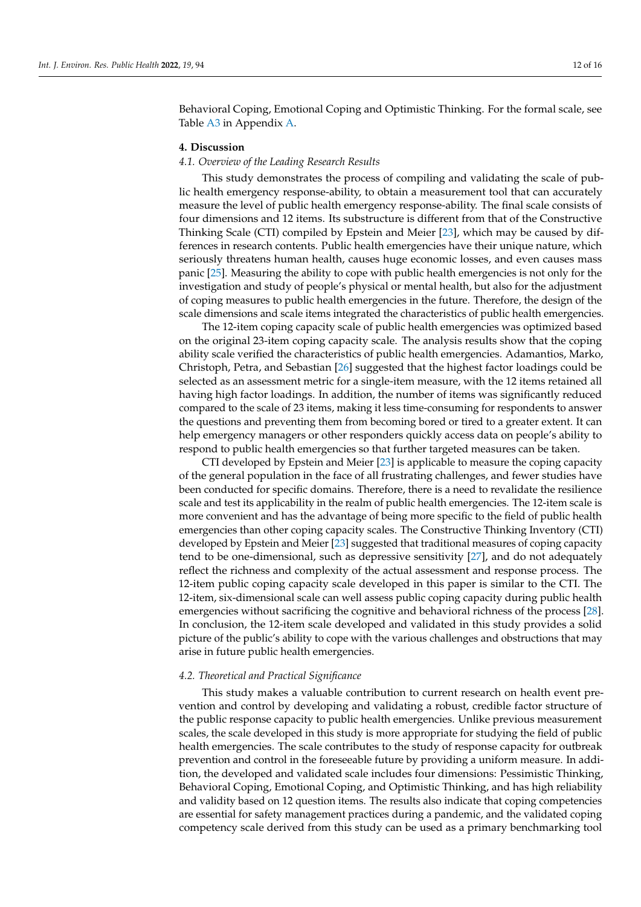Behavioral Coping, Emotional Coping and Optimistic Thinking. For the formal scale, see Table A3 in Appendix A.

## 4. Discussion

### *4.1. Overview of the Leading Research Results*

This study demonstrates the process of compiling and validating the scale of public health emergency response-ability, to obtain a measurement tool that can accurately measure the level of public health emergency response-ability. The final scale consists of four dimensions and 12 items. Its substructure is different from that of the Constructive Thinking Scale (CTI) compiled by Epstein and Meier [23], which may be caused by differences in research contents. Public health emergencies have their unique nature, which seriously threatens human health, causes huge economic losses, and even causes mass panic [25]. Measuring the ability to cope with public health emergencies is not only for the investigation and study of people's physical or mental health, but also for the adjustment of coping measures to public health emergencies in the future. Therefore, the design of the scale dimensions and scale items integrated the characteristics of public health emergencies.

The 12-item coping capacity scale of public health emergencies was optimized based on the original 23-item coping capacity scale. The analysis results show that the coping ability scale verified the characteristics of public health emergencies. Adamantios, Marko, Christoph, Petra, and Sebastian [26] suggested that the highest factor loadings could be selected as an assessment metric for a single-item measure, with the 12 items retained all having high factor loadings. In addition, the number of items was significantly reduced compared to the scale of 23 items, making it less time-consuming for respondents to answer the questions and preventing them from becoming bored or tired to a greater extent. It can help emergency managers or other responders quickly access data on people's ability to respond to public health emergencies so that further targeted measures can be taken.

CTI developed by Epstein and Meier [23] is applicable to measure the coping capacity of the general population in the face of all frustrating challenges, and fewer studies have been conducted for specific domains. Therefore, there is a need to revalidate the resilience scale and test its applicability in the realm of public health emergencies. The 12-item scale is more convenient and has the advantage of being more specific to the field of public health emergencies than other coping capacity scales. The Constructive Thinking Inventory (CTI) developed by Epstein and Meier [23] suggested that traditional measures of coping capacity tend to be one-dimensional, such as depressive sensitivity [27], and do not adequately reflect the richness and complexity of the actual assessment and response process. The 12-item public coping capacity scale developed in this paper is similar to the CTI. The 12-item, six-dimensional scale can well assess public coping capacity during public health emergencies without sacrificing the cognitive and behavioral richness of the process [28]. In conclusion, the 12-item scale developed and validated in this study provides a solid picture of the public's ability to cope with the various challenges and obstructions that may arise in future public health emergencies.

### *4.2. Theoretical and Practical Significance*

This study makes a valuable contribution to current research on health event prevention and control by developing and validating a robust, credible factor structure of the public response capacity to public health emergencies. Unlike previous measurement scales, the scale developed in this study is more appropriate for studying the field of public health emergencies. The scale contributes to the study of response capacity for outbreak prevention and control in the foreseeable future by providing a uniform measure. In addition, the developed and validated scale includes four dimensions: Pessimistic Thinking, Behavioral Coping, Emotional Coping, and Optimistic Thinking, and has high reliability and validity based on 12 question items. The results also indicate that coping competencies are essential for safety management practices during a pandemic, and the validated coping competency scale derived from this study can be used as a primary benchmarking tool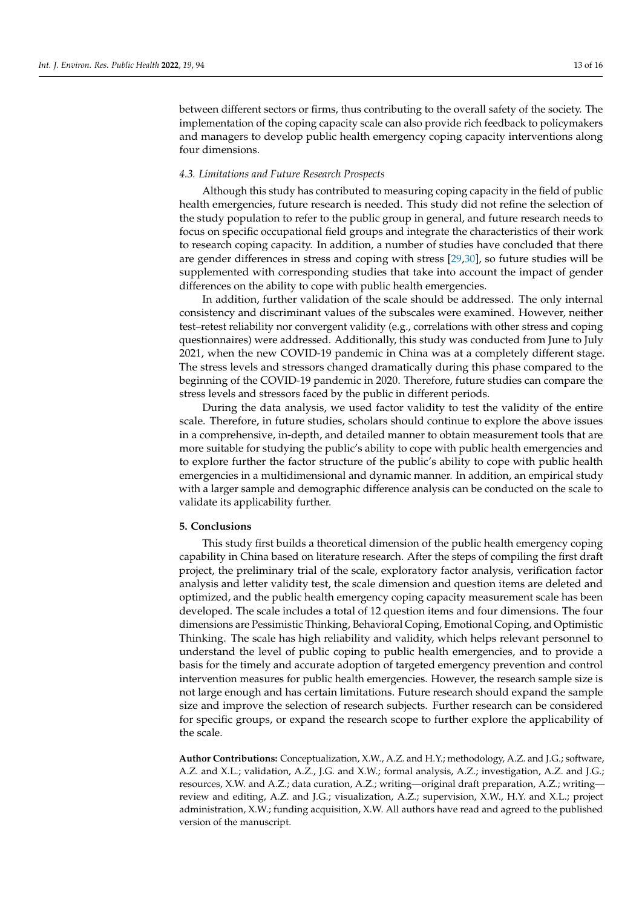between different sectors or firms, thus contributing to the overall safety of the society. The implementation of the coping capacity scale can also provide rich feedback to policymakers and managers to develop public health emergency coping capacity interventions along four dimensions.

### *4.3. Limitations and Future Research Prospects*

Although this study has contributed to measuring coping capacity in the field of public health emergencies, future research is needed. This study did not refine the selection of the study population to refer to the public group in general, and future research needs to focus on specific occupational field groups and integrate the characteristics of their work to research coping capacity. In addition, a number of studies have concluded that there are gender differences in stress and coping with stress [29,30], so future studies will be supplemented with corresponding studies that take into account the impact of gender differences on the ability to cope with public health emergencies.

In addition, further validation of the scale should be addressed. The only internal consistency and discriminant values of the subscales were examined. However, neither test–retest reliability nor convergent validity (e.g., correlations with other stress and coping questionnaires) were addressed. Additionally, this study was conducted from June to July 2021, when the new COVID-19 pandemic in China was at a completely different stage. The stress levels and stressors changed dramatically during this phase compared to the beginning of the COVID-19 pandemic in 2020. Therefore, future studies can compare the stress levels and stressors faced by the public in different periods.

During the data analysis, we used factor validity to test the validity of the entire scale. Therefore, in future studies, scholars should continue to explore the above issues in a comprehensive, in-depth, and detailed manner to obtain measurement tools that are more suitable for studying the public's ability to cope with public health emergencies and to explore further the factor structure of the public's ability to cope with public health emergencies in a multidimensional and dynamic manner. In addition, an empirical study with a larger sample and demographic difference analysis can be conducted on the scale to validate its applicability further.

## **5. Conclusions**

This study first builds a theoretical dimension of the public health emergency coping capability in China based on literature research. After the steps of compiling the first draft project, the preliminary trial of the scale, exploratory factor analysis, verification factor analysis and letter validity test, the scale dimension and question items are deleted and optimized, and the public health emergency coping capacity measurement scale has been developed. The scale includes a total of 12 question items and four dimensions. The four dimensions are Pessimistic Thinking, Behavioral Coping, Emotional Coping, and Optimistic Thinking. The scale has high reliability and validity, which helps relevant personnel to understand the level of public coping to public health emergencies, and to provide a basis for the timely and accurate adoption of targeted emergency prevention and control intervention measures for public health emergencies. However, the research sample size is not large enough and has certain limitations. Future research should expand the sample size and improve the selection of research subjects. Further research can be considered for specific groups, or expand the research scope to further explore the applicability of the scale.

**Author Contributions:** Conceptualization, X.W., A.Z. and H.Y.; methodology, A.Z. and J.G.; software, A.Z. and X.L.; validation, A.Z., J.G. and X.W.; formal analysis, A.Z.; investigation, A.Z. and J.G.; resources, X.W. and A.Z.; data curation, A.Z.; writing—original draft preparation, A.Z.; writing—review and editing, A.Z. and J.G.; visualization, A.Z.; supervision, X.W., H.Y. and X.L.; project administration, X.W.; funding acquisition, X.W. All authors have read and agreed to the published version of the manuscript.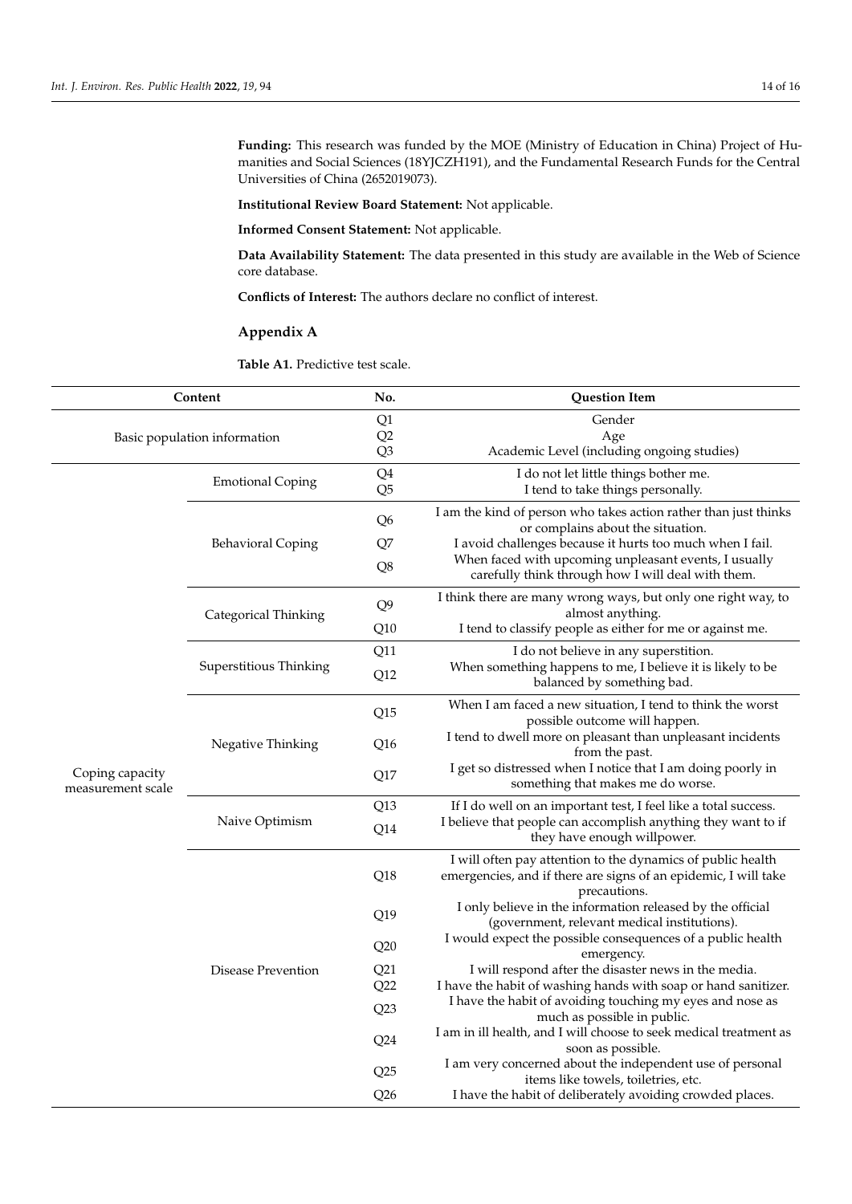**Funding:** This research was funded by the MOE (Ministry of Education in China) Project of Humanities and Social Sciences (18YJCZH191), and the Fundamental Research Funds for the Central Universities of China (2652019073).

**Institutional Review Board Statement:** Not applicable.

**Informed Consent Statement:** Not applicable.

**Data Availability Statement:** The data presented in this study are available in the Web of Science core database.

**Conflicts of Interest:** The authors declare no conflict of interest.

## Appendix A

**Table A1.** Predictive test scale.

| Content | | No. | Question Item |
|---|---|---|---|
| Basic population information | | Q1 | Gender |
| | | Q2 | Age |
| | | Q3 | Academic Level (including ongoing studies) |
| Coping capacity measurement scale | Emotional Coping | Q4 | I do not let little things bother me. |
| | | Q5 | I tend to take things personally. |
| | Behavioral Coping | Q6 | I am the kind of person who takes action rather than just thinks or complains about the situation. |
| | | Q7 | I avoid challenges because it hurts too much when I fail. |
| | | Q8 | When faced with upcoming unpleasant events, I usually carefully think through how I will deal with them. |
| | Categorical Thinking | Q9 | I think there are many wrong ways, but only one right way, to almost anything. |
| | | Q10 | I tend to classify people as either for me or against me. |
| | Superstitious Thinking | Q11 | I do not believe in any superstition. |
| | | Q12 | When something happens to me, I believe it is likely to be balanced by something bad. |
| | Negative Thinking | Q15 | When I am faced a new situation, I tend to think the worst possible outcome will happen. |
| | | Q16 | I tend to dwell more on pleasant than unpleasant incidents from the past. |
| | | Q17 | I get so distressed when I notice that I am doing poorly in something that makes me do worse. |
| | Naive Optimism | Q13 | If I do well on an important test, I feel like a total success. |
| | | Q14 | I believe that people can accomplish anything they want to if they have enough willpower. |
| | Disease Prevention | Q18 | I will often pay attention to the dynamics of public health emergencies, and if there are signs of an epidemic, I will take precautions. |
| | | Q19 | I only believe in the information released by the official (government, relevant medical institutions). |
| | | Q20 | I would expect the possible consequences of a public health emergency. |
| | | Q21 | I will respond after the disaster news in the media. |
| | | Q22 | I have the habit of washing hands with soap or hand sanitizer. |
| | | Q23 | I have the habit of avoiding touching my eyes and nose as much as possible in public. |
| | | Q24 | I am in ill health, and I will choose to seek medical treatment as soon as possible. |
| | | Q25 | I am very concerned about the independent use of personal items like towels, toiletries, etc. |
| | | Q26 | I have the habit of deliberately avoiding crowded places. |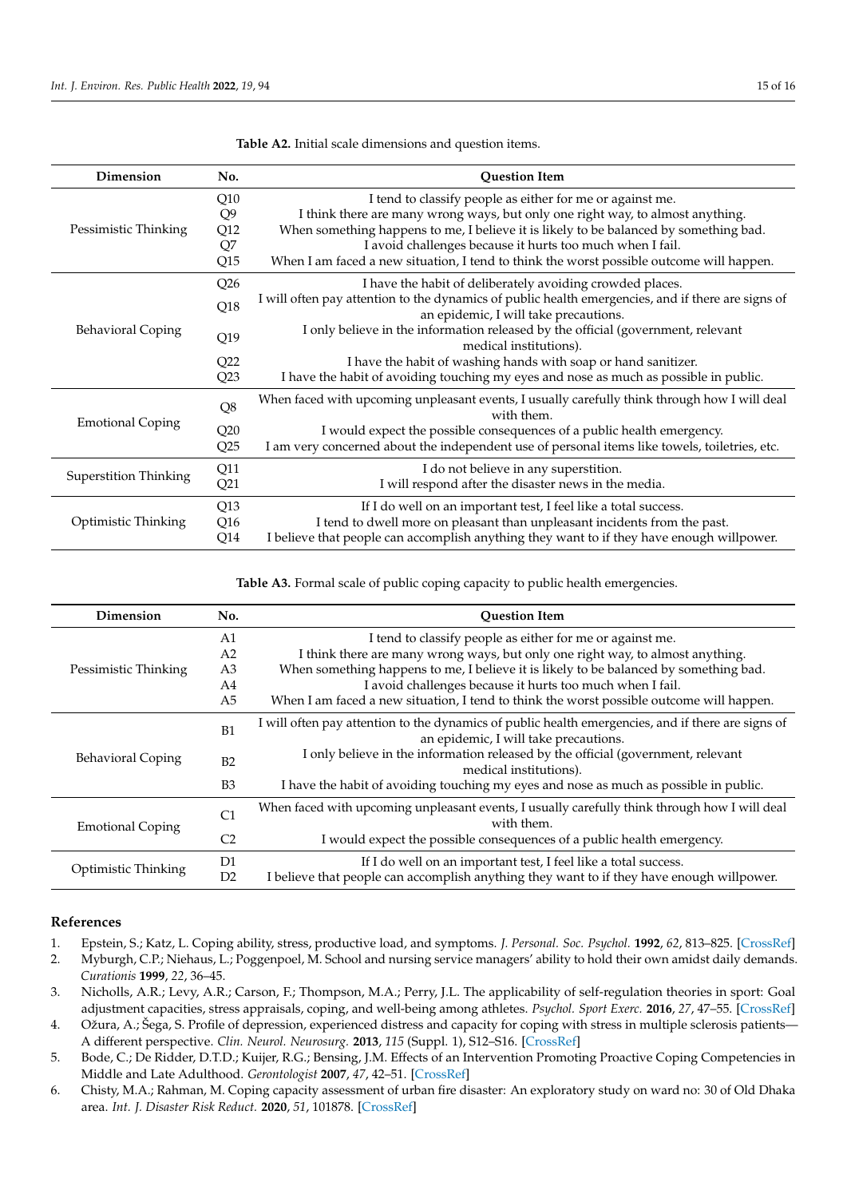**Table A2.** Initial scale dimensions and question items.

| Dimension | No. | Question Item |
|---|---|---|
| Pessimistic Thinking | Q10 | I tend to classify people as either for me or against me. |
| | Q9 | I think there are many wrong ways, but only one right way, to almost anything. |
| | Q12 | When something happens to me, I believe it is likely to be balanced by something bad. |
| | Q7 | I avoid challenges because it hurts too much when I fail. |
| | Q15 | When I am faced a new situation, I tend to think the worst possible outcome will happen. |
| Behavioral Coping | Q26 | I have the habit of deliberately avoiding crowded places. |
| | Q18 | I will often pay attention to the dynamics of public health emergencies, and if there are signs of an epidemic, I will take precautions. |
| | Q19 | I only believe in the information released by the official (government, relevant medical institutions). |
| | Q22 | I have the habit of washing hands with soap or hand sanitizer. |
| | Q23 | I have the habit of avoiding touching my eyes and nose as much as possible in public. |
| Emotional Coping | Q8 | When faced with upcoming unpleasant events, I usually carefully think through how I will deal with them. |
| | Q20 | I would expect the possible consequences of a public health emergency. |
| | Q25 | I am very concerned about the independent use of personal items like towels, toiletries, etc. |
| Superstition Thinking | Q11 | I do not believe in any superstition. |
| | Q21 | I will respond after the disaster news in the media. |
| Optimistic Thinking | Q13 | If I do well on an important test, I feel like a total success. |
| | Q16 | I tend to dwell more on pleasant than unpleasant incidents from the past. |
| | Q14 | I believe that people can accomplish anything they want to if they have enough willpower. |

**Table A3.** Formal scale of public coping capacity to public health emergencies.

| Dimension | No. | Question Item |
|---|---|---|
| Pessimistic Thinking | A1 | I tend to classify people as either for me or against me. |
| | A2 | I think there are many wrong ways, but only one right way, to almost anything. |
| | A3 | When something happens to me, I believe it is likely to be balanced by something bad. |
| | A4 | I avoid challenges because it hurts too much when I fail. |
| | A5 | When I am faced a new situation, I tend to think the worst possible outcome will happen. |
| Behavioral Coping | B1 | I will often pay attention to the dynamics of public health emergencies, and if there are signs of an epidemic, I will take precautions. |
| | B2 | I only believe in the information released by the official (government, relevant medical institutions). |
| | B3 | I have the habit of avoiding touching my eyes and nose as much as possible in public. |
| Emotional Coping | C1 | When faced with upcoming unpleasant events, I usually carefully think through how I will deal with them. |
| | C2 | I would expect the possible consequences of a public health emergency. |
| Optimistic Thinking | D1 | If I do well on an important test, I feel like a total success. |
| | D2 | I believe that people can accomplish anything they want to if they have enough willpower. |

## References

1. Epstein, S.; Katz, L. Coping ability, stress, productive load, and symptoms. *J. Personal. Soc. Psychol.* **1992**, *62*, 813–825. [CrossRef]
2. Myburgh, C.P.; Niehaus, L.; Poggenpoel, M. School and nursing service managers' ability to hold their own amidst daily demands. *Curationis* **1999**, *22*, 36–45.
3. Nicholls, A.R.; Levy, A.R.; Carson, F.; Thompson, M.A.; Perry, J.L. The applicability of self-regulation theories in sport: Goal adjustment capacities, stress appraisals, coping, and well-being among athletes. *Psychol. Sport Exerc.* **2016**, *27*, 47–55. [CrossRef]
4. Ožura, A.; Šega, S. Profile of depression, experienced distress and capacity for coping with stress in multiple sclerosis patients—A different perspective. *Clin. Neurol. Neurosurg.* **2013**, *115* (Suppl. 1), S12–S16. [CrossRef]
5. Bode, C.; De Ridder, D.T.D.; Kuijer, R.G.; Bensing, J.M. Effects of an Intervention Promoting Proactive Coping Competencies in Middle and Late Adulthood. *Gerontologist* **2007**, *47*, 42–51. [CrossRef]
6. Chisty, M.A.; Rahman, M. Coping capacity assessment of urban fire disaster: An exploratory study on ward no: 30 of Old Dhaka area. *Int. J. Disaster Risk Reduct.* **2020**, *51*, 101878. [CrossRef]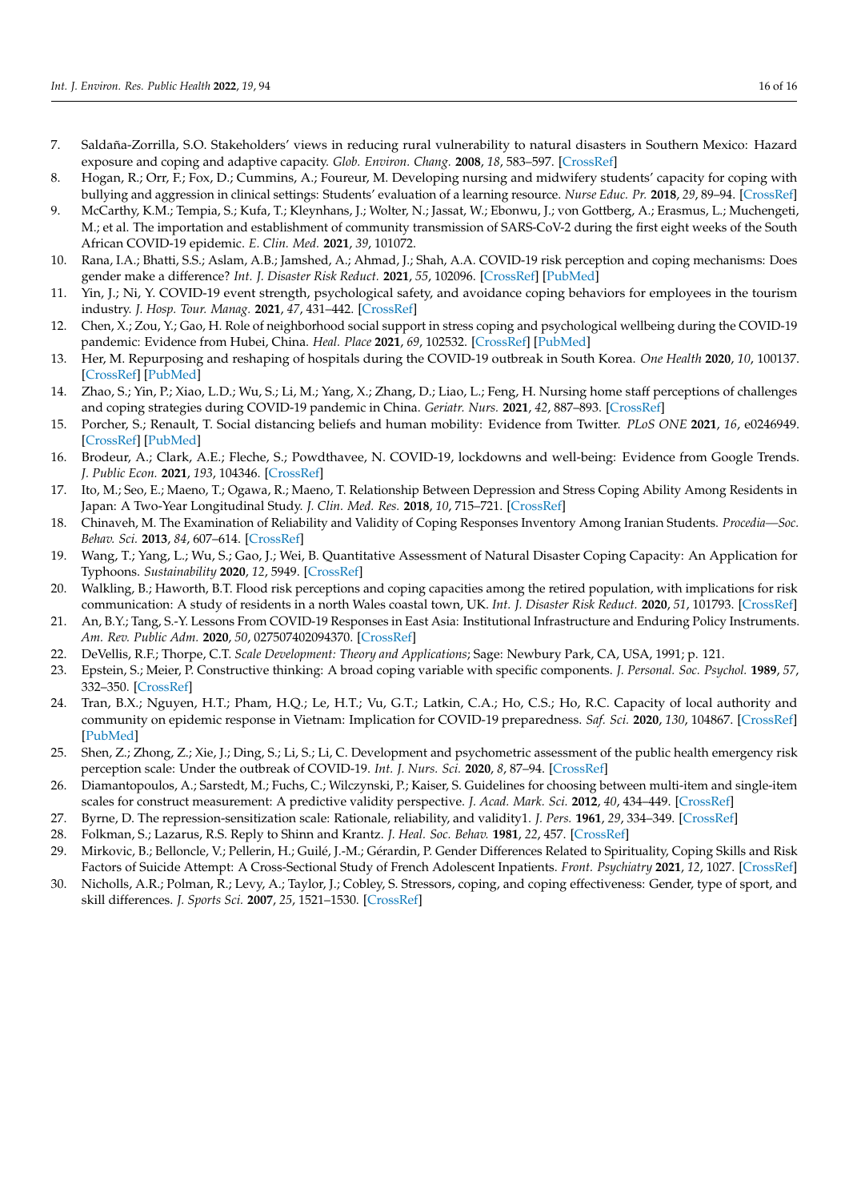7. Saldaña-Zorrilla, S.O. Stakeholders' views in reducing rural vulnerability to natural disasters in Southern Mexico: Hazard exposure and coping and adaptive capacity. *Glob. Environ. Chang.* **2008**, *18*, 583–597. [CrossRef]
8. Hogan, R.; Orr, F.; Fox, D.; Cummins, A.; Foureur, M. Developing nursing and midwifery students' capacity for coping with bullying and aggression in clinical settings: Students' evaluation of a learning resource. *Nurse Educ. Pr.* **2018**, *29*, 89–94. [CrossRef]
9. McCarthy, K.M.; Tempia, S.; Kufa, T.; Kleynhans, J.; Wolter, N.; Jassat, W.; Ebonwu, J.; von Gottberg, A.; Erasmus, L.; Muchengeti, M.; et al. The importation and establishment of community transmission of SARS-CoV-2 during the first eight weeks of the South African COVID-19 epidemic. *E. Clin. Med.* **2021**, *39*, 101072.
10. Rana, I.A.; Bhatti, S.S.; Aslam, A.B.; Jamshed, A.; Ahmad, J.; Shah, A.A. COVID-19 risk perception and coping mechanisms: Does gender make a difference? *Int. J. Disaster Risk Reduct.* **2021**, *55*, 102096. [CrossRef] [PubMed]
11. Yin, J.; Ni, Y. COVID-19 event strength, psychological safety, and avoidance coping behaviors for employees in the tourism industry. *J. Hosp. Tour. Manag.* **2021**, *47*, 431–442. [CrossRef]
12. Chen, X.; Zou, Y.; Gao, H. Role of neighborhood social support in stress coping and psychological wellbeing during the COVID-19 pandemic: Evidence from Hubei, China. *Heal. Place* **2021**, *69*, 102532. [CrossRef] [PubMed]
13. Her, M. Repurposing and reshaping of hospitals during the COVID-19 outbreak in South Korea. *One Health* **2020**, *10*, 100137. [CrossRef] [PubMed]
14. Zhao, S.; Yin, P.; Xiao, L.D.; Wu, S.; Li, M.; Yang, X.; Zhang, D.; Liao, L.; Feng, H. Nursing home staff perceptions of challenges and coping strategies during COVID-19 pandemic in China. *Geriatr. Nurs.* **2021**, *42*, 887–893. [CrossRef]
15. Porcher, S.; Renault, T. Social distancing beliefs and human mobility: Evidence from Twitter. *PLoS ONE* **2021**, *16*, e0246949. [CrossRef] [PubMed]
16. Brodeur, A.; Clark, A.E.; Fleche, S.; Powdthavee, N. COVID-19, lockdowns and well-being: Evidence from Google Trends. *J. Public Econ.* **2021**, *193*, 104346. [CrossRef]
17. Ito, M.; Seo, E.; Maeno, T.; Ogawa, R.; Maeno, T. Relationship Between Depression and Stress Coping Ability Among Residents in Japan: A Two-Year Longitudinal Study. *J. Clin. Med. Res.* **2018**, *10*, 715–721. [CrossRef]
18. Chinaveh, M. The Examination of Reliability and Validity of Coping Responses Inventory Among Iranian Students. *Procedia—Soc. Behav. Sci.* **2013**, *84*, 607–614. [CrossRef]
19. Wang, T.; Yang, L.; Wu, S.; Gao, J.; Wei, B. Quantitative Assessment of Natural Disaster Coping Capacity: An Application for Typhoons. *Sustainability* **2020**, *12*, 5949. [CrossRef]
20. Walkling, B.; Haworth, B.T. Flood risk perceptions and coping capacities among the retired population, with implications for risk communication: A study of residents in a north Wales coastal town, UK. *Int. J. Disaster Risk Reduct.* **2020**, *51*, 101793. [CrossRef]
21. An, B.Y.; Tang, S.-Y. Lessons From COVID-19 Responses in East Asia: Institutional Infrastructure and Enduring Policy Instruments. *Am. Rev. Public Adm.* **2020**, *50*, 027507402094370. [CrossRef]
22. DeVellis, R.F.; Thorpe, C.T. *Scale Development: Theory and Applications*; Sage: Newbury Park, CA, USA, 1991; p. 121.
23. Epstein, S.; Meier, P. Constructive thinking: A broad coping variable with specific components. *J. Personal. Soc. Psychol.* **1989**, *57*, 332–350. [CrossRef]
24. Tran, B.X.; Nguyen, H.T.; Pham, H.Q.; Le, H.T.; Vu, G.T.; Latkin, C.A.; Ho, C.S.; Ho, R.C. Capacity of local authority and community on epidemic response in Vietnam: Implication for COVID-19 preparedness. *Saf. Sci.* **2020**, *130*, 104867. [CrossRef] [PubMed]
25. Shen, Z.; Zhong, Z.; Xie, J.; Ding, S.; Li, S.; Li, C. Development and psychometric assessment of the public health emergency risk perception scale: Under the outbreak of COVID-19. *Int. J. Nurs. Sci.* **2020**, *8*, 87–94. [CrossRef]
26. Diamantopoulos, A.; Sarstedt, M.; Fuchs, C.; Wilczynski, P.; Kaiser, S. Guidelines for choosing between multi-item and single-item scales for construct measurement: A predictive validity perspective. *J. Acad. Mark. Sci.* **2012**, *40*, 434–449. [CrossRef]
27. Byrne, D. The repression-sensitization scale: Rationale, reliability, and validity1. *J. Pers.* **1961**, *29*, 334–349. [CrossRef]
28. Folkman, S.; Lazarus, R.S. Reply to Shinn and Krantz. *J. Heal. Soc. Behav.* **1981**, *22*, 457. [CrossRef]
29. Mirkovic, B.; Belloncle, V.; Pellerin, H.; Guilé, J.-M.; Gérardin, P. Gender Differences Related to Spirituality, Coping Skills and Risk Factors of Suicide Attempt: A Cross-Sectional Study of French Adolescent Inpatients. *Front. Psychiatry* **2021**, *12*, 1027. [CrossRef]
30. Nicholls, A.R.; Polman, R.; Levy, A.; Taylor, J.; Cobley, S. Stressors, coping, and coping effectiveness: Gender, type of sport, and skill differences. *J. Sports Sci.* **2007**, *25*, 1521–1530. [CrossRef]